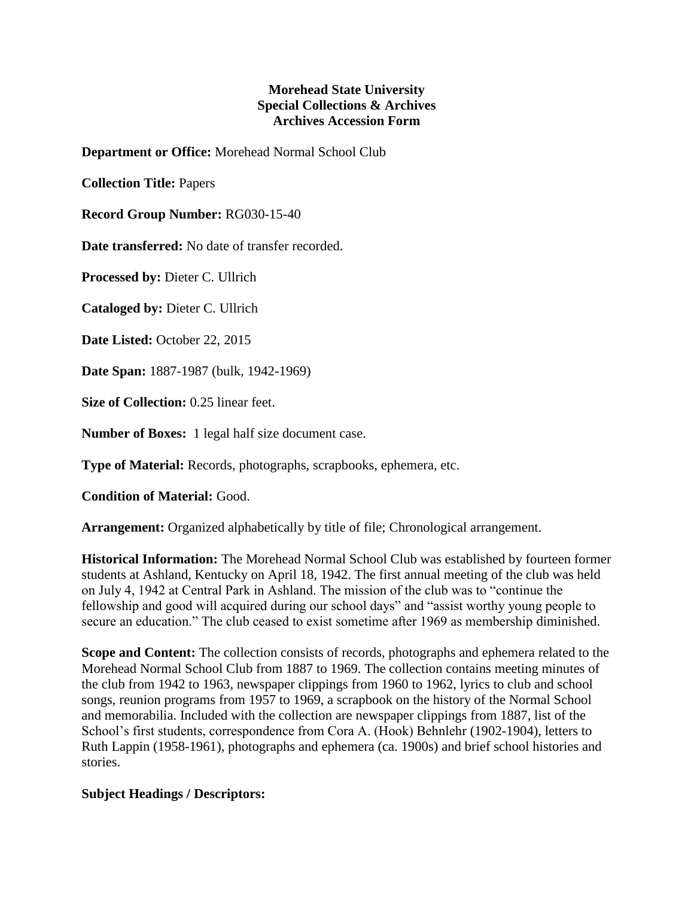**Morehead State University**
**Special Collections & Archives**
**Archives Accession Form**

**Department or Office:** Morehead Normal School Club

**Collection Title:** Papers

**Record Group Number:** RG030-15-40

**Date transferred:** No date of transfer recorded.

**Processed by:** Dieter C. Ullrich

**Cataloged by:** Dieter C. Ullrich

**Date Listed:** October 22, 2015

**Date Span:** 1887-1987 (bulk, 1942-1969)

**Size of Collection:** 0.25 linear feet.

**Number of Boxes:** 1 legal half size document case.

**Type of Material:** Records, photographs, scrapbooks, ephemera, etc.

**Condition of Material:** Good.

**Arrangement:** Organized alphabetically by title of file; Chronological arrangement.

**Historical Information:** The Morehead Normal School Club was established by fourteen former students at Ashland, Kentucky on April 18, 1942. The first annual meeting of the club was held on July 4, 1942 at Central Park in Ashland. The mission of the club was to "continue the fellowship and good will acquired during our school days" and "assist worthy young people to secure an education." The club ceased to exist sometime after 1969 as membership diminished.

**Scope and Content:** The collection consists of records, photographs and ephemera related to the Morehead Normal School Club from 1887 to 1969. The collection contains meeting minutes of the club from 1942 to 1963, newspaper clippings from 1960 to 1962, lyrics to club and school songs, reunion programs from 1957 to 1969, a scrapbook on the history of the Normal School and memorabilia. Included with the collection are newspaper clippings from 1887, list of the School's first students, correspondence from Cora A. (Hook) Behnlehr (1902-1904), letters to Ruth Lappin (1958-1961), photographs and ephemera (ca. 1900s) and brief school histories and stories.

**Subject Headings / Descriptors:**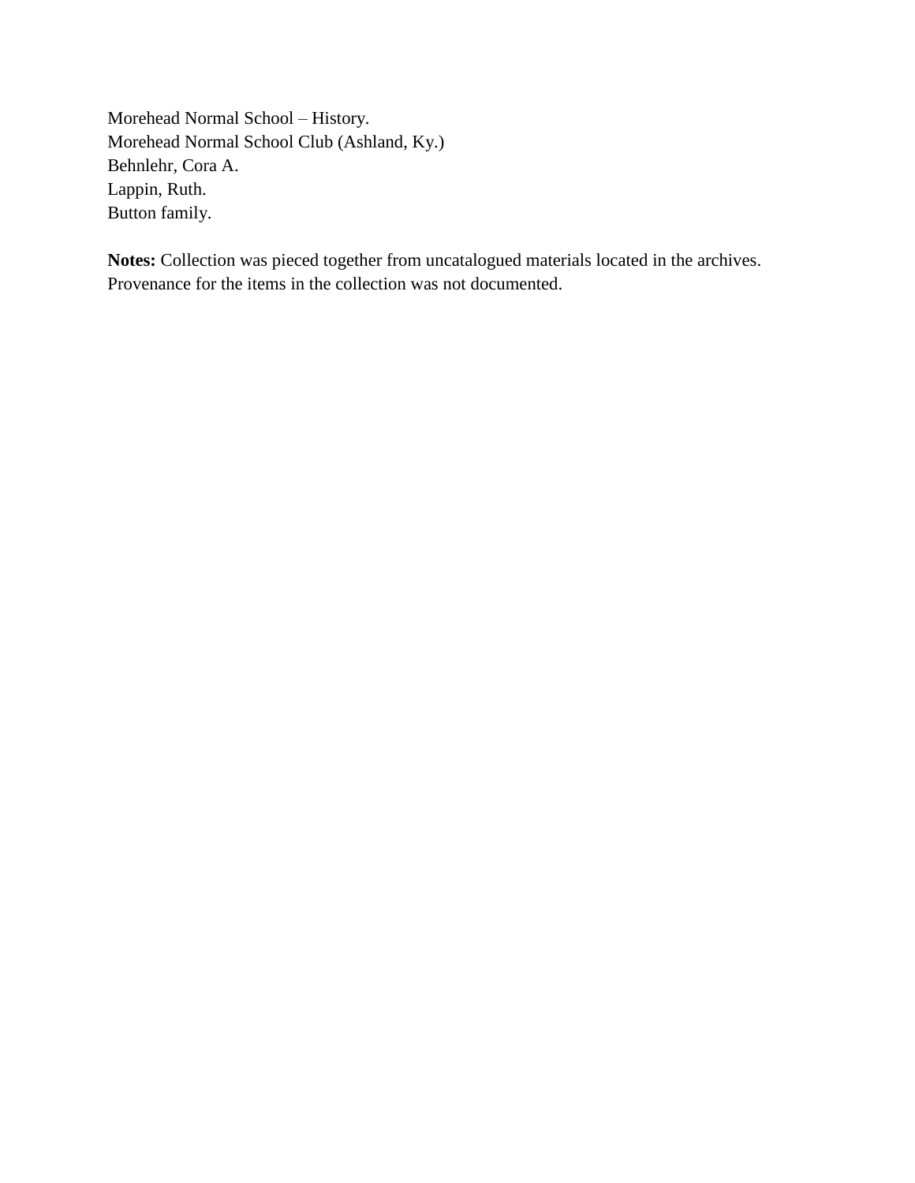Morehead Normal School – History.  
Morehead Normal School Club (Ashland, Ky.)  
Behnlehr, Cora A.  
Lappin, Ruth.  
Button family.

**Notes:** Collection was pieced together from uncatalogued materials located in the archives. Provenance for the items in the collection was not documented.